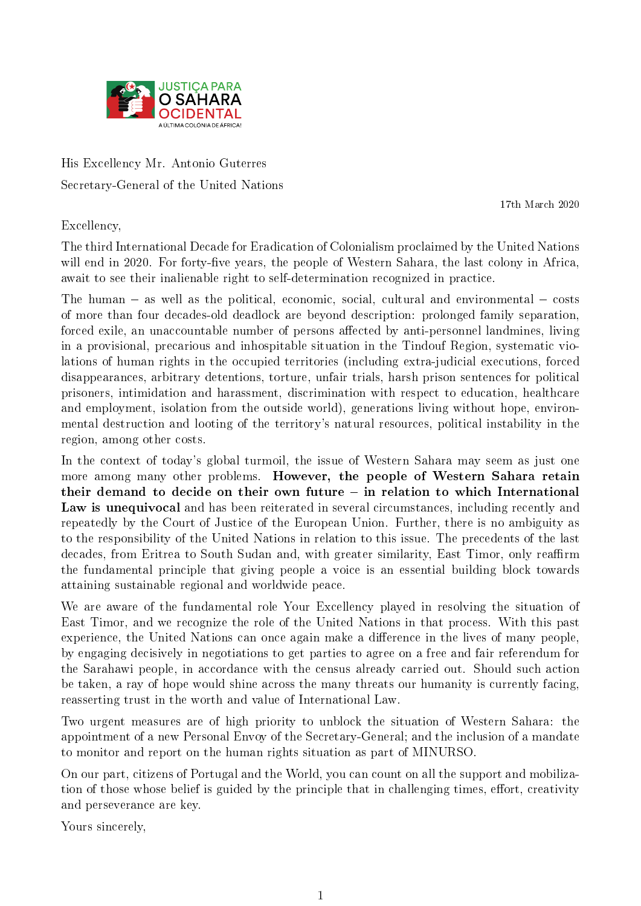JUSTIÇA PARA O SAHARA OCIDENTAL

A ÚLTIMA COLÓNIA DE ÁFRICA!

His Excellency Mr. Antonio Guterres

Secretary-General of the United Nations

17th March 2020

Excellency,

The third International Decade for Eradication of Colonialism proclaimed by the United Nations will end in 2020. For forty-five years, the people of Western Sahara, the last colony in Africa, await to see their inalienable right to self-determination recognized in practice.

The human – as well as the political, economic, social, cultural and environmental – costs of more than four decades-old deadlock are beyond description: prolonged family separation, forced exile, an unaccountable number of persons affected by anti-personnel landmines, living in a provisional, precarious and inhospitable situation in the Tindouf Region, systematic violations of human rights in the occupied territories (including extra-judicial executions, forced disappearances, arbitrary detentions, torture, unfair trials, harsh prison sentences for political prisoners, intimidation and harassment, discrimination with respect to education, healthcare and employment, isolation from the outside world), generations living without hope, environmental destruction and looting of the territory's natural resources, political instability in the region, among other costs.

In the context of today's global turmoil, the issue of Western Sahara may seem as just one more among many other problems. **However, the people of Western Sahara retain their demand to decide on their own future – in relation to which International Law is unequivocal** and has been reiterated in several circumstances, including recently and repeatedly by the Court of Justice of the European Union. Further, there is no ambiguity as to the responsibility of the United Nations in relation to this issue. The precedents of the last decades, from Eritrea to South Sudan and, with greater similarity, East Timor, only reaffirm the fundamental principle that giving people a voice is an essential building block towards attaining sustainable regional and worldwide peace.

We are aware of the fundamental role Your Excellency played in resolving the situation of East Timor, and we recognize the role of the United Nations in that process. With this past experience, the United Nations can once again make a difference in the lives of many people, by engaging decisively in negotiations to get parties to agree on a free and fair referendum for the Sarahawi people, in accordance with the census already carried out. Should such action be taken, a ray of hope would shine across the many threats our humanity is currently facing, reasserting trust in the worth and value of International Law.

Two urgent measures are of high priority to unblock the situation of Western Sahara: the appointment of a new Personal Envoy of the Secretary-General; and the inclusion of a mandate to monitor and report on the human rights situation as part of MINURSO.

On our part, citizens of Portugal and the World, you can count on all the support and mobilization of those whose belief is guided by the principle that in challenging times, effort, creativity and perseverance are key.

Yours sincerely,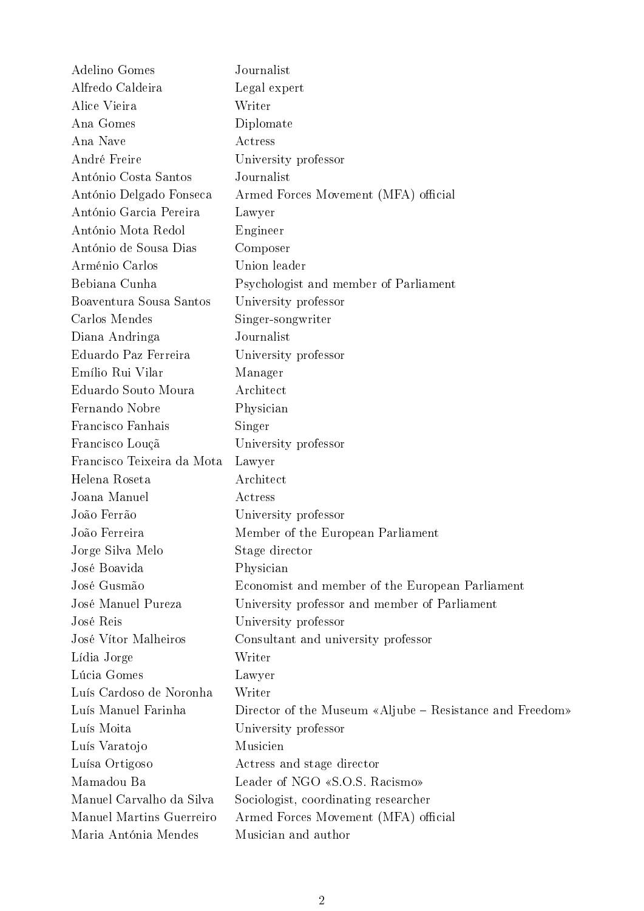| | |
|---|---|
| Adelino Gomes | Journalist |
| Alfredo Caldeira | Legal expert |
| Alice Vieira | Writer |
| Ana Gomes | Diplomate |
| Ana Nave | Actress |
| André Freire | University professor |
| António Costa Santos | Journalist |
| António Delgado Fonseca | Armed Forces Movement (MFA) official |
| António Garcia Pereira | Lawyer |
| António Mota Redol | Engineer |
| António de Sousa Dias | Composer |
| Arménio Carlos | Union leader |
| Bebiana Cunha | Psychologist and member of Parliament |
| Boaventura Sousa Santos | University professor |
| Carlos Mendes | Singer-songwriter |
| Diana Andringa | Journalist |
| Eduardo Paz Ferreira | University professor |
| Emílio Rui Vilar | Manager |
| Eduardo Souto Moura | Architect |
| Fernando Nobre | Physician |
| Francisco Fanhais | Singer |
| Francisco Louçã | University professor |
| Francisco Teixeira da Mota | Lawyer |
| Helena Roseta | Architect |
| Joana Manuel | Actress |
| João Ferrão | University professor |
| João Ferreira | Member of the European Parliament |
| Jorge Silva Melo | Stage director |
| José Boavida | Physician |
| José Gusmão | Economist and member of the European Parliament |
| José Manuel Pureza | University professor and member of Parliament |
| José Reis | University professor |
| José Vítor Malheiros | Consultant and university professor |
| Lídia Jorge | Writer |
| Lúcia Gomes | Lawyer |
| Luís Cardoso de Noronha | Writer |
| Luís Manuel Farinha | Director of the Museum «Aljube – Resistance and Freedom» |
| Luís Moita | University professor |
| Luís Varatojo | Musicien |
| Luísa Ortigoso | Actress and stage director |
| Mamadou Ba | Leader of NGO «S.O.S. Racismo» |
| Manuel Carvalho da Silva | Sociologist, coordinating researcher |
| Manuel Martins Guerreiro | Armed Forces Movement (MFA) official |
| Maria Antónia Mendes | Musician and author |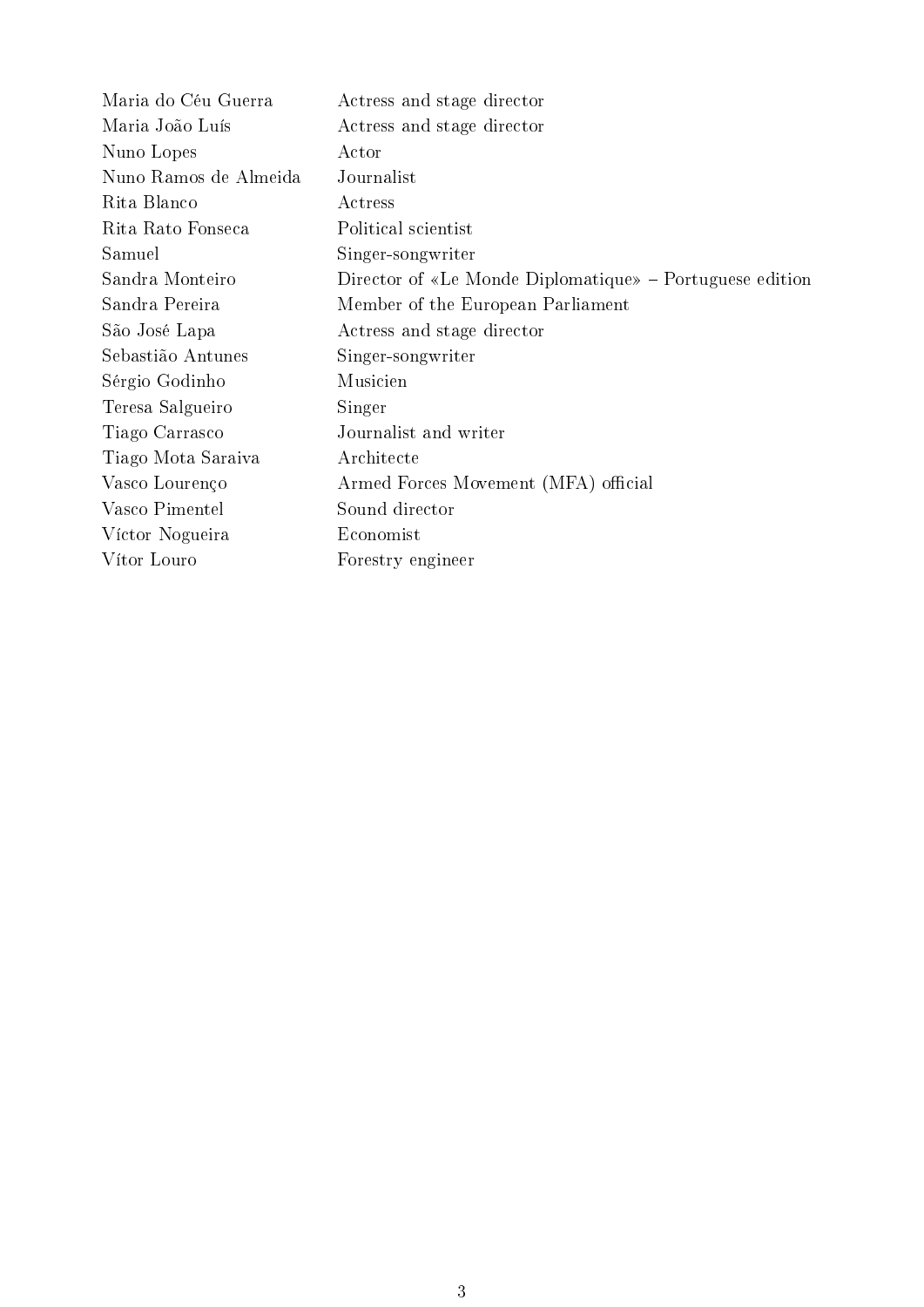| | |
|---|---|
| Maria do Céu Guerra | Actress and stage director |
| Maria João Luís | Actress and stage director |
| Nuno Lopes | Actor |
| Nuno Ramos de Almeida | Journalist |
| Rita Blanco | Actress |
| Rita Rato Fonseca | Political scientist |
| Samuel | Singer-songwriter |
| Sandra Monteiro | Director of «Le Monde Diplomatique» – Portuguese edition |
| Sandra Pereira | Member of the European Parliament |
| São José Lapa | Actress and stage director |
| Sebastião Antunes | Singer-songwriter |
| Sérgio Godinho | Musicien |
| Teresa Salgueiro | Singer |
| Tiago Carrasco | Journalist and writer |
| Tiago Mota Saraiva | Architecte |
| Vasco Lourenço | Armed Forces Movement (MFA) official |
| Vasco Pimentel | Sound director |
| Víctor Nogueira | Economist |
| Vítor Louro | Forestry engineer |